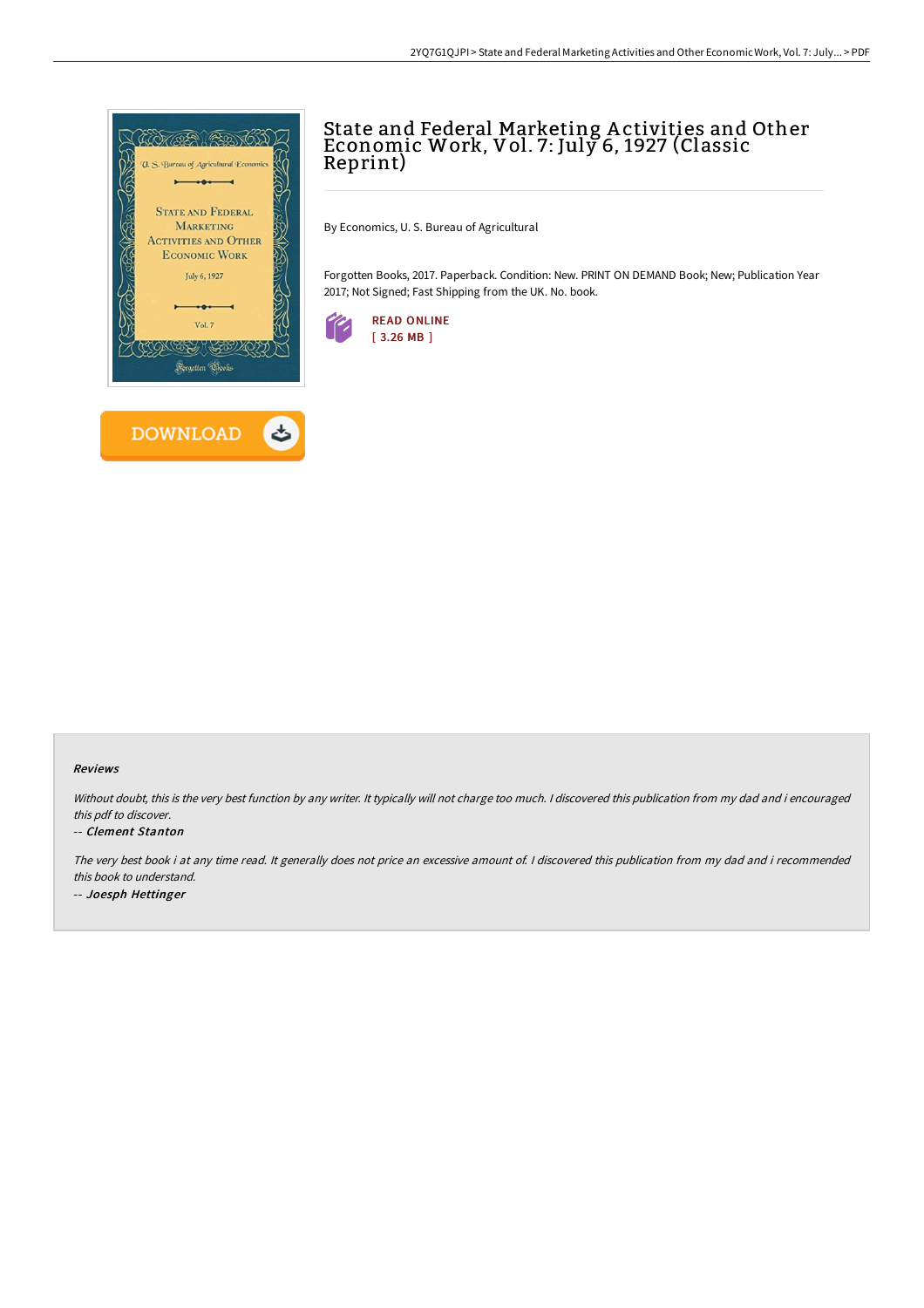# State and Federal Marketing Activities and Other Economic Work, Vol. 7: July 6, 1927 (Classic Reprint)

By Economics, U. S. Bureau of Agricultural

Forgotten Books, 2017. Paperback. Condition: New. PRINT ON DEMAND Book; New; Publication Year 2017; Not Signed; Fast Shipping from the UK. No. book.

READ ONLINE
[ 3.26 MB ]

DOWNLOAD

### Reviews

*Without doubt, this is the very best function by any writer. It typically will not charge too much. I discovered this publication from my dad and i encouraged this pdf to discover.*

-- *Clement Stanton*

*The very best book i at any time read. It generally does not price an excessive amount of. I discovered this publication from my dad and i recommended this book to understand.*

-- *Joesph Hettinger*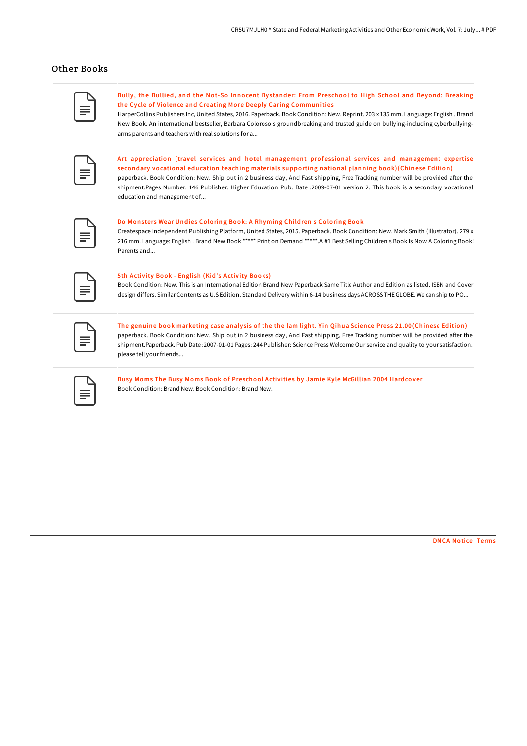## Other Books

**Bully, the Bullied, and the Not-So Innocent Bystander: From Preschool to High School and Beyond: Breaking the Cycle of Violence and Creating More Deeply Caring Communities**

HarperCollins Publishers Inc, United States, 2016. Paperback. Book Condition: New. Reprint. 203 x 135 mm. Language: English . Brand New Book. An international bestseller, Barbara Coloroso s groundbreaking and trusted guide on bullying-including cyberbullying-arms parents and teachers with real solutions for a...

**Art appreciation (travel services and hotel management professional services and management expertise secondary vocational education teaching materials supporting national planning book)(Chinese Edition)**

paperback. Book Condition: New. Ship out in 2 business day, And Fast shipping, Free Tracking number will be provided after the shipment.Pages Number: 146 Publisher: Higher Education Pub. Date :2009-07-01 version 2. This book is a secondary vocational education and management of...

**Do Monsters Wear Undies Coloring Book: A Rhyming Children s Coloring Book**

Createspace Independent Publishing Platform, United States, 2015. Paperback. Book Condition: New. Mark Smith (illustrator). 279 x 216 mm. Language: English . Brand New Book ***** Print on Demand *****.A #1 Best Selling Children s Book Is Now A Coloring Book! Parents and...

**5th Activity Book - English (Kid's Activity Books)**

Book Condition: New. This is an International Edition Brand New Paperback Same Title Author and Edition as listed. ISBN and Cover design differs. Similar Contents as U.S Edition. Standard Delivery within 6-14 business days ACROSS THE GLOBE. We can ship to PO...

**The genuine book marketing case analysis of the the lam light. Yin Qihua Science Press 21.00(Chinese Edition)**

paperback. Book Condition: New. Ship out in 2 business day, And Fast shipping, Free Tracking number will be provided after the shipment.Paperback. Pub Date :2007-01-01 Pages: 244 Publisher: Science Press Welcome Our service and quality to your satisfaction. please tell your friends...

**Busy Moms The Busy Moms Book of Preschool Activities by Jamie Kyle McGillian 2004 Hardcover**

Book Condition: Brand New. Book Condition: Brand New.